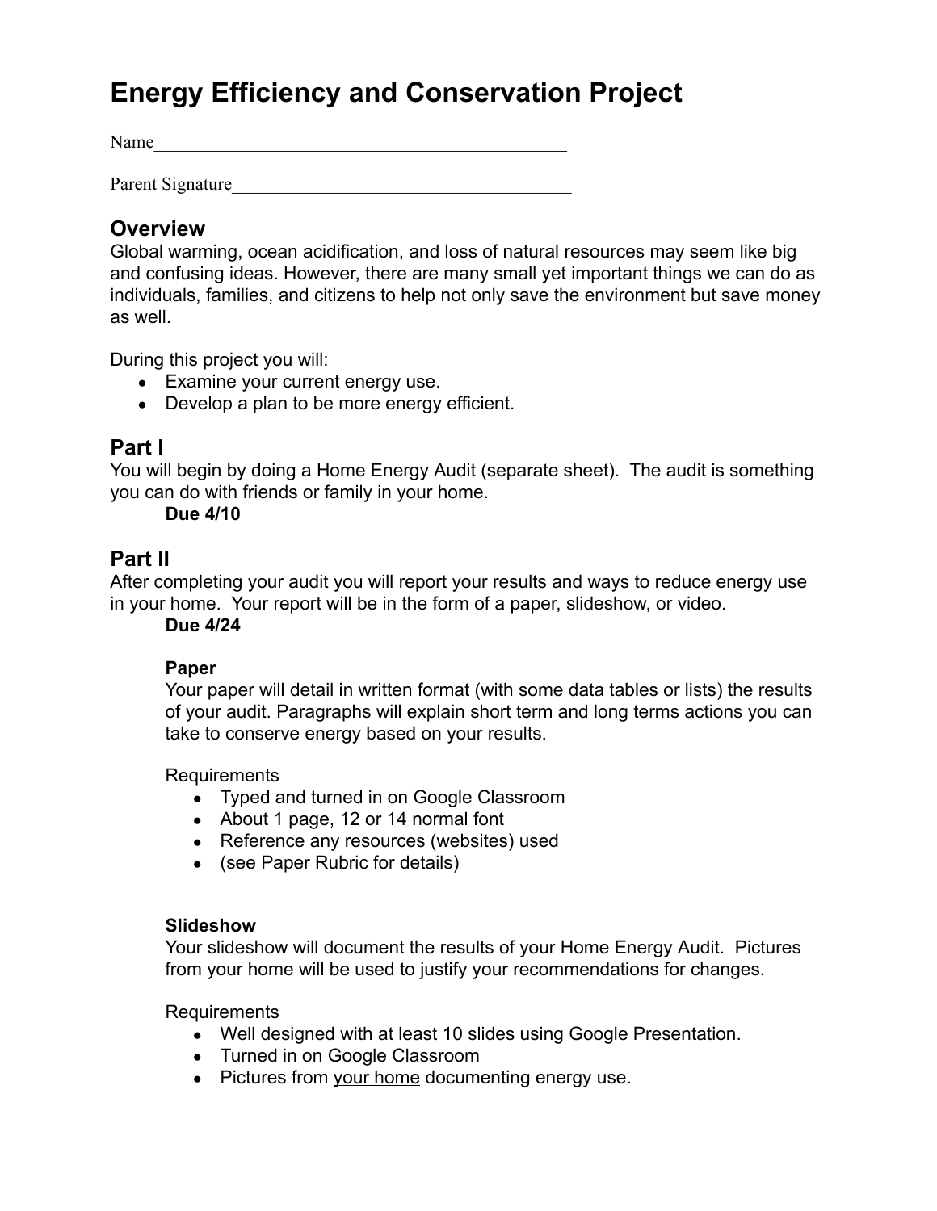# Energy Efficiency and Conservation Project

Name_______________________________________________

Parent Signature______________________________________

## Overview

Global warming, ocean acidification, and loss of natural resources may seem like big and confusing ideas. However, there are many small yet important things we can do as individuals, families, and citizens to help not only save the environment but save money as well.

During this project you will:

- Examine your current energy use.
- Develop a plan to be more energy efficient.

## Part I

You will begin by doing a Home Energy Audit (separate sheet). The audit is something you can do with friends or family in your home.

**Due 4/10**

## Part II

After completing your audit you will report your results and ways to reduce energy use in your home. Your report will be in the form of a paper, slideshow, or video.

**Due 4/24**

### Paper

Your paper will detail in written format (with some data tables or lists) the results of your audit. Paragraphs will explain short term and long terms actions you can take to conserve energy based on your results.

Requirements

- Typed and turned in on Google Classroom
- About 1 page, 12 or 14 normal font
- Reference any resources (websites) used
- (see Paper Rubric for details)

### Slideshow

Your slideshow will document the results of your Home Energy Audit. Pictures from your home will be used to justify your recommendations for changes.

Requirements

- Well designed with at least 10 slides using Google Presentation.
- Turned in on Google Classroom
- Pictures from <u>your home</u> documenting energy use.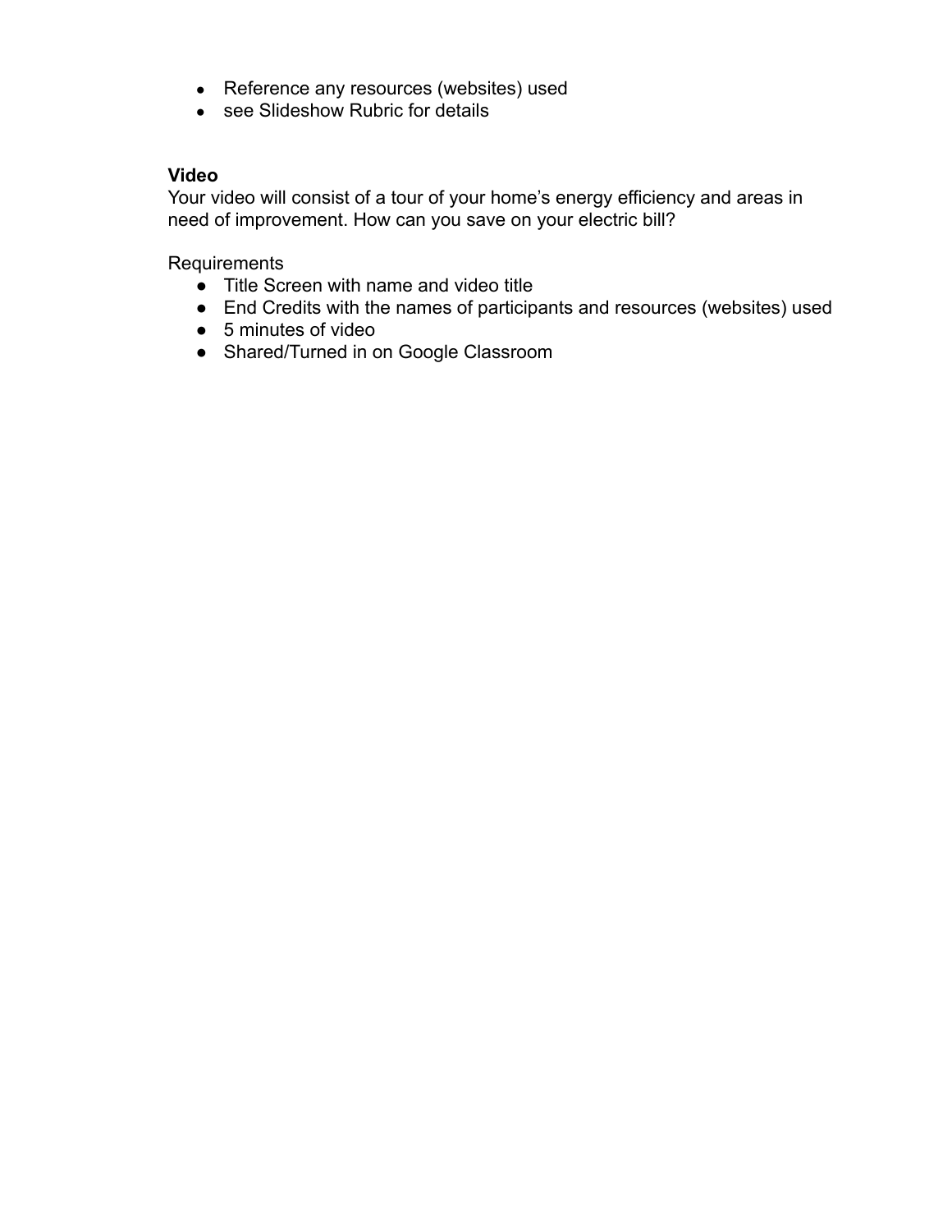- Reference any resources (websites) used
- see Slideshow Rubric for details

**Video**
Your video will consist of a tour of your home's energy efficiency and areas in need of improvement. How can you save on your electric bill?

Requirements

- Title Screen with name and video title
- End Credits with the names of participants and resources (websites) used
- 5 minutes of video
- Shared/Turned in on Google Classroom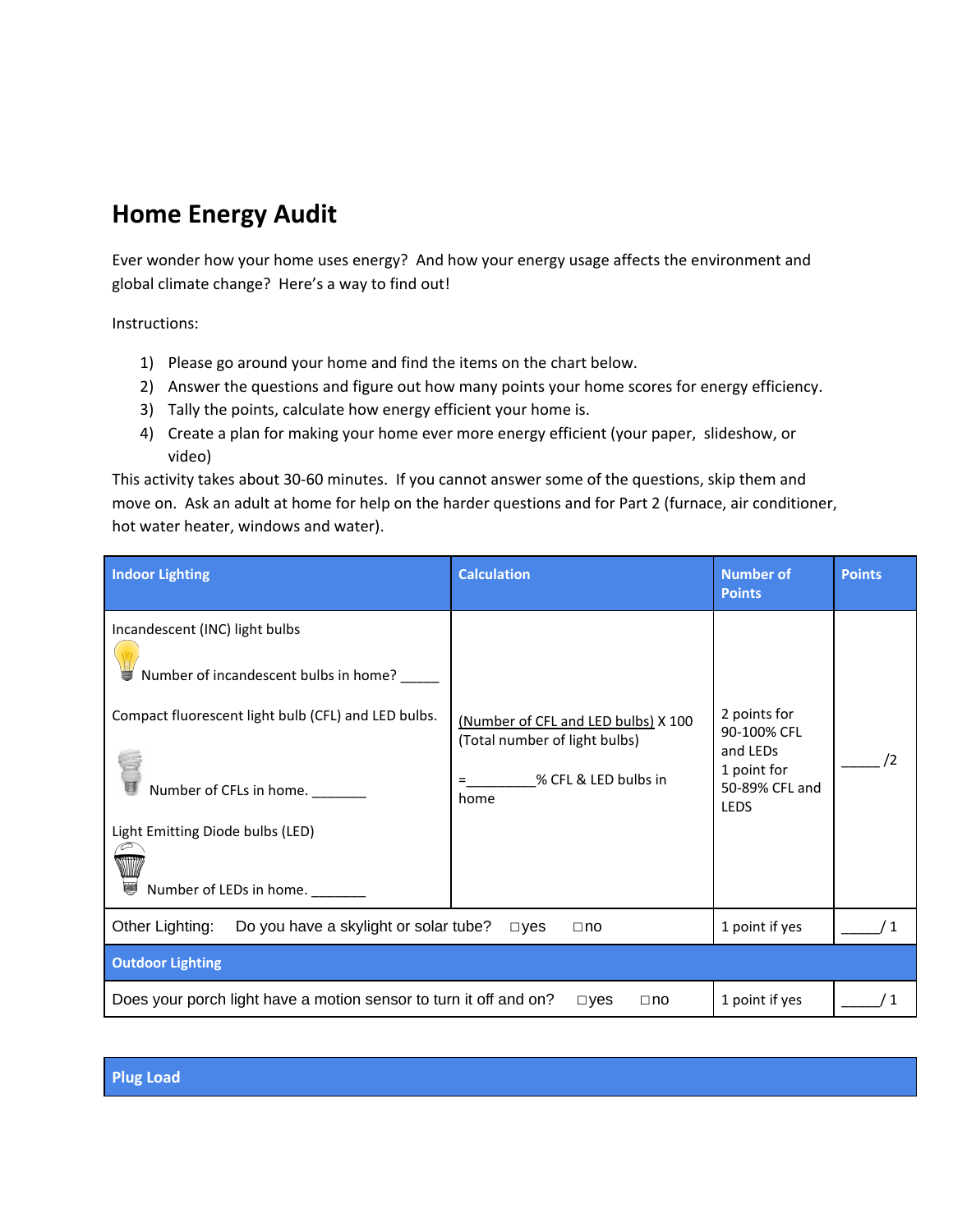# Home Energy Audit

Ever wonder how your home uses energy? And how your energy usage affects the environment and global climate change? Here's a way to find out!

Instructions:

1) Please go around your home and find the items on the chart below.
2) Answer the questions and figure out how many points your home scores for energy efficiency.
3) Tally the points, calculate how energy efficient your home is.
4) Create a plan for making your home ever more energy efficient (your paper, slideshow, or video)

This activity takes about 30-60 minutes. If you cannot answer some of the questions, skip them and move on. Ask an adult at home for help on the harder questions and for Part 2 (furnace, air conditioner, hot water heater, windows and water).

| **Indoor Lighting** | **Calculation** | **Number of Points** | **Points** |
|---|---|---|---|
| Incandescent (INC) light bulbs<br><br>Number of incandescent bulbs in home? _____<br><br>Compact fluorescent light bulb (CFL) and LED bulbs.<br><br>Number of CFLs in home. _______<br><br>Light Emitting Diode bulbs (LED)<br><br>Number of LEDs in home. _______ | (Number of CFL and LED bulbs) X 100<br>(Total number of light bulbs)<br><br>=_________% CFL & LED bulbs in home | 2 points for 90-100% CFL and LEDs<br>1 point for 50-89% CFL and LEDS | _____ /2 |
| Other Lighting: Do you have a skylight or solar tube? □yes □no | | 1 point if yes | _____/ 1 |
| **Outdoor Lighting** | | | |
| Does your porch light have a motion sensor to turn it off and on? □yes □no | | 1 point if yes | _____/ 1 |

| **Plug Load** |
|---|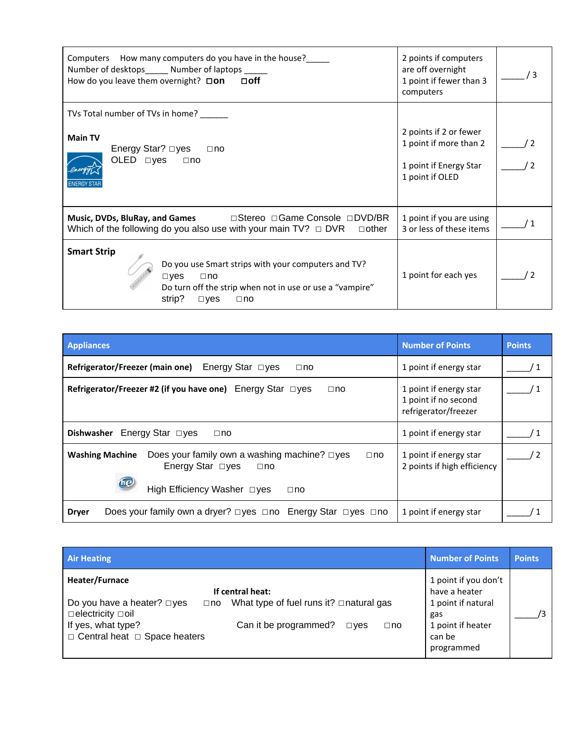| | | |
|---|---|---|
| Computers How many computers do you have in the house?_____ Number of desktops_____ Number of laptops _____ How do you leave them overnight? **□on** **□off** | 2 points if computers are off overnight 1 point if fewer than 3 computers | _____ / 3 |
| TVs Total number of TVs in home? ______ **Main TV** Energy Star? □yes □no OLED □yes □no | 2 points if 2 or fewer 1 point if more than 2 1 point if Energy Star 1 point if OLED | _____ / 2 _____ / 2 |
| **Music, DVDs, BluRay, and Games** □Stereo □Game Console □DVD/BR Which of the following do you also use with your main TV? □ DVR □other | 1 point if you are using 3 or less of these items | _____ / 1 |
| **Smart Strip** Do you use Smart strips with your computers and TV? □yes □no Do turn off the strip when not in use or use a "vampire" strip? □yes □no | 1 point for each yes | _____ / 2 |

| Appliances | Number of Points | Points |
|---|---|---|
| **Refrigerator/Freezer (main one)** Energy Star □yes □no | 1 point if energy star | _____ / 1 |
| **Refrigerator/Freezer #2 (if you have one)** Energy Star □yes □no | 1 point if energy star 1 point if no second refrigerator/freezer | _____ / 1 |
| **Dishwasher** Energy Star □yes □no | 1 point if energy star | _____ / 1 |
| **Washing Machine** Does your family own a washing machine? □yes □no Energy Star □yes □no High Efficiency Washer □yes □no | 1 point if energy star 2 points if high efficiency | _____ / 2 |
| **Dryer** Does your family own a dryer? □yes □no Energy Star □yes □no | 1 point if energy star | _____ / 1 |

| Air Heating | Number of Points | Points |
|---|---|---|
| **Heater/Furnace** Do you have a heater? □yes □no If yes, what type? □ Central heat □ Space heaters **If central heat:** What type of fuel runs it? □natural gas □electricity □oil Can it be programmed? □yes □no | 1 point if you don't have a heater 1 point if natural gas 1 point if heater can be programmed | _____/3 |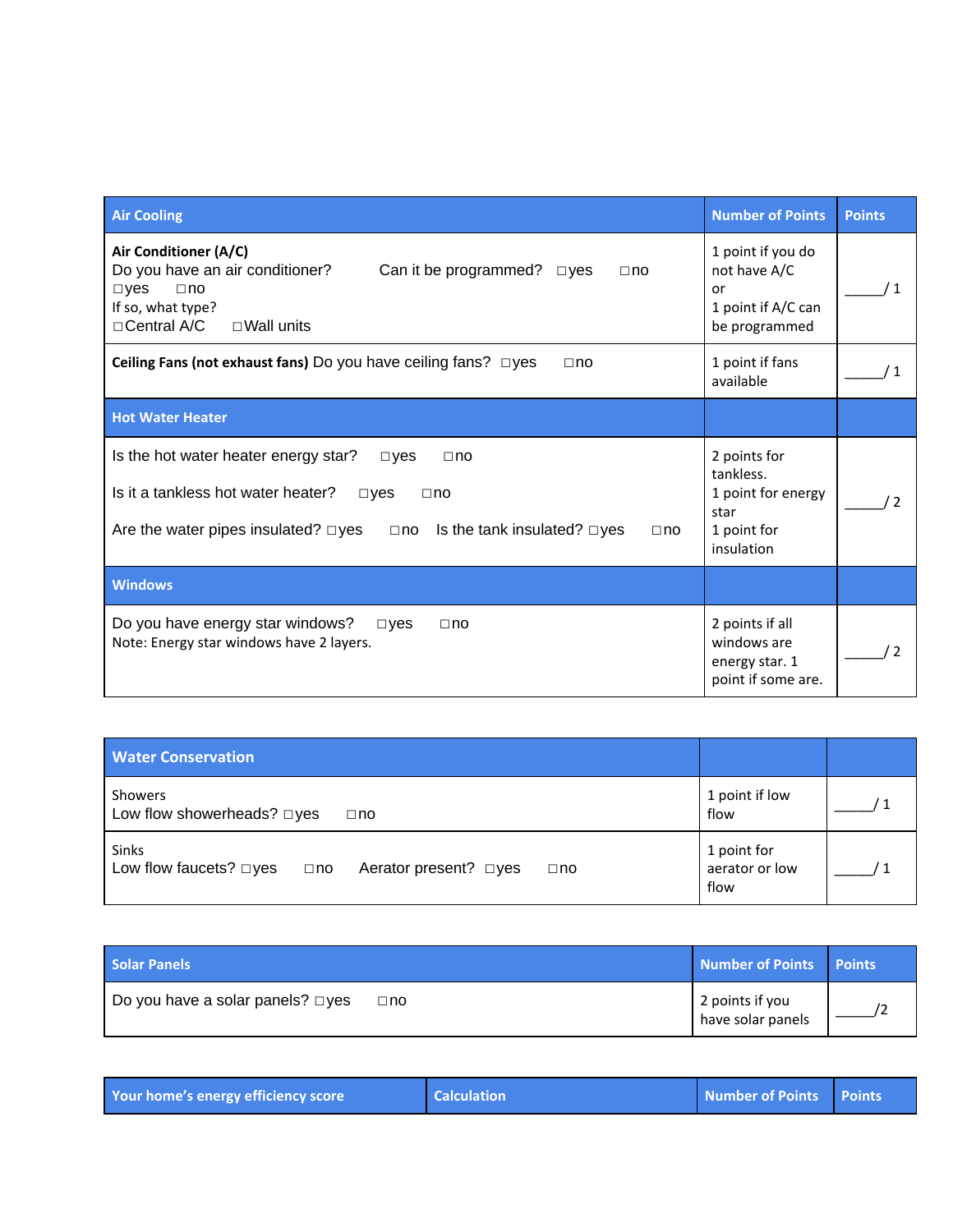| Air Cooling | Number of Points | Points |
|---|---|---|
| **Air Conditioner (A/C)**<br>Do you have an air conditioner? ◻yes ◻no<br>Can it be programmed? ◻yes ◻no<br>If so, what type?<br>◻Central A/C ◻Wall units | 1 point if you do not have A/C<br>or<br>1 point if A/C can be programmed | _____/ 1 |
| **Ceiling Fans (not exhaust fans)** Do you have ceiling fans? ◻yes ◻no | 1 point if fans available | _____/ 1 |
| **Hot Water Heater** | | |
| Is the hot water heater energy star? ◻yes ◻no<br>Is it a tankless hot water heater? ◻yes ◻no<br>Are the water pipes insulated? ◻yes ◻no Is the tank insulated? ◻yes ◻no | 2 points for tankless.<br>1 point for energy star<br>1 point for insulation | _____/ 2 |
| **Windows** | | |
| Do you have energy star windows? ◻yes ◻no<br>Note: Energy star windows have 2 layers. | 2 points if all windows are energy star. 1 point if some are. | _____/ 2 |

| Water Conservation | | |
|---|---|---|
| Showers<br>Low flow showerheads? ◻yes ◻no | 1 point if low flow | _____/ 1 |
| Sinks<br>Low flow faucets? ◻yes ◻no Aerator present? ◻yes ◻no | 1 point for aerator or low flow | _____/ 1 |

| Solar Panels | Number of Points | Points |
|---|---|---|
| Do you have a solar panels? ◻yes ◻no | 2 points if you have solar panels | _____/2 |

| Your home's energy efficiency score | Calculation | Number of Points | Points |
|---|---|---|---|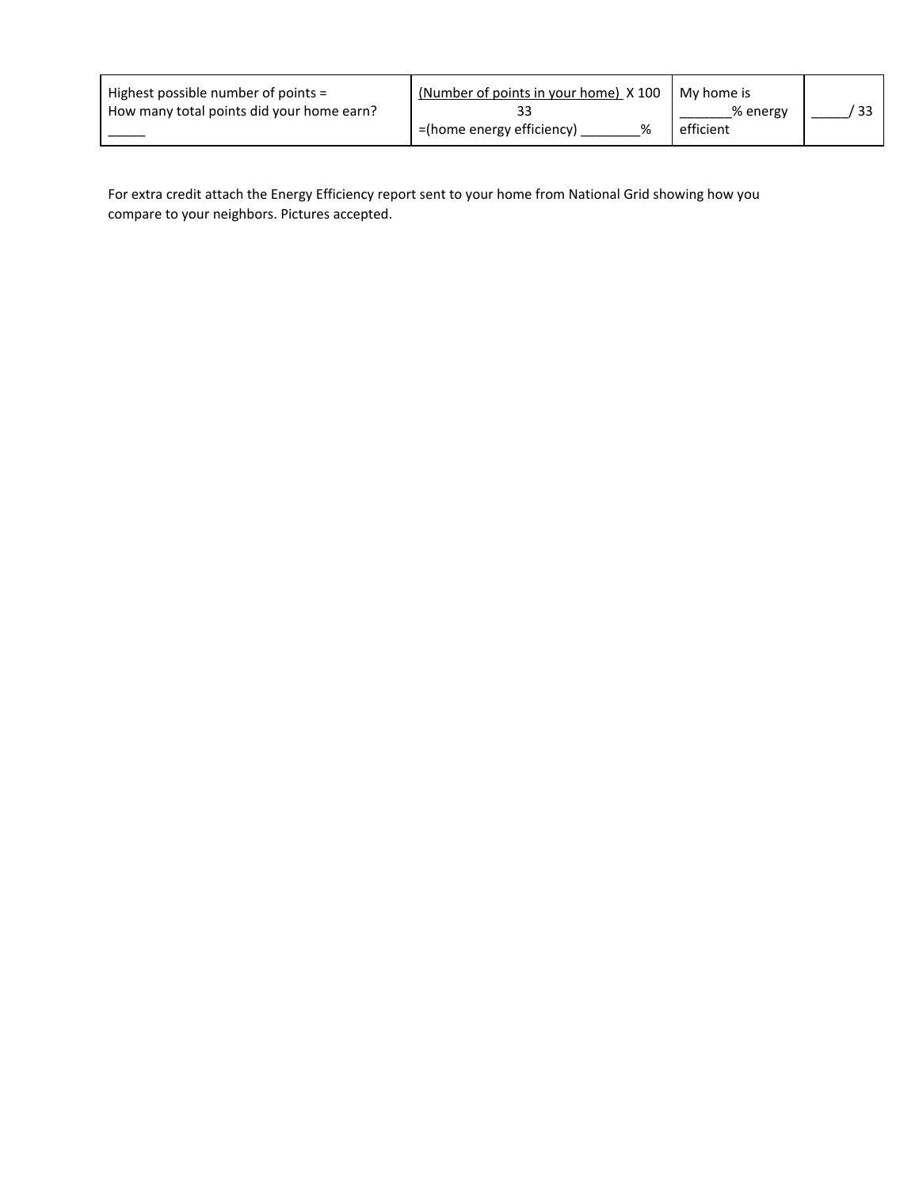| Highest possible number of points = <br>How many total points did your home earn? <br>_____ | (Number of points in your home) X 100 <br>33 <br>=(home energy efficiency) ________% | My home is <br>_______% energy efficient | _____/ 33 |
|---|---|---|---|

For extra credit attach the Energy Efficiency report sent to your home from National Grid showing how you compare to your neighbors. Pictures accepted.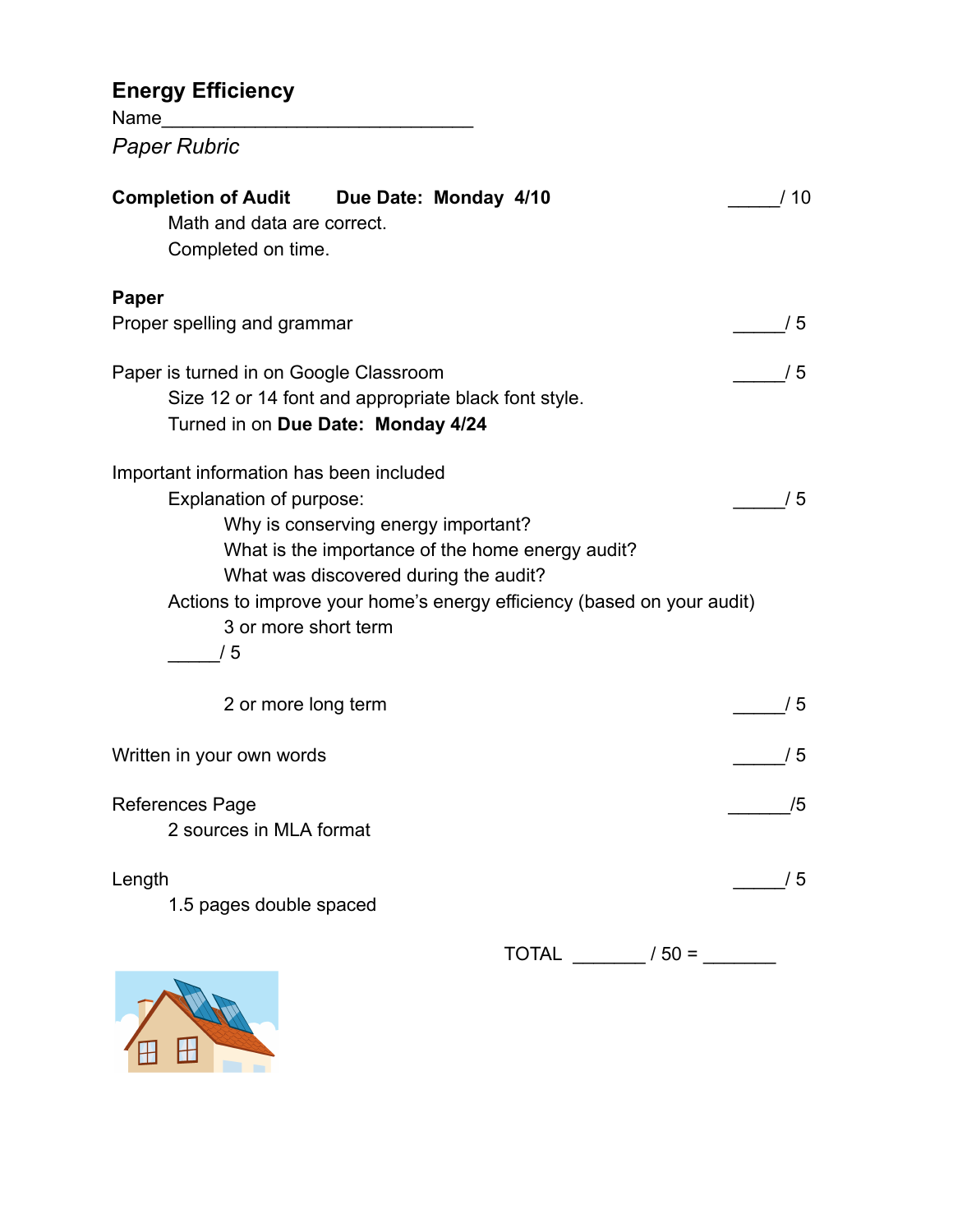## Energy Efficiency

Name______________________________

*Paper Rubric*

**Completion of Audit** **Due Date: Monday 4/10** _____/ 10

Math and data are correct.

Completed on time.

**Paper**

Proper spelling and grammar _____/ 5

Paper is turned in on Google Classroom _____/ 5

Size 12 or 14 font and appropriate black font style.

Turned in on **Due Date: Monday 4/24**

Important information has been included

Explanation of purpose: _____/ 5

Why is conserving energy important?

What is the importance of the home energy audit?

What was discovered during the audit?

Actions to improve your home's energy efficiency (based on your audit)

3 or more short term

_____/ 5

2 or more long term _____/ 5

Written in your own words _____/ 5

References Page _______/5

2 sources in MLA format

Length _____/ 5

1.5 pages double spaced

TOTAL _______ / 50 = _______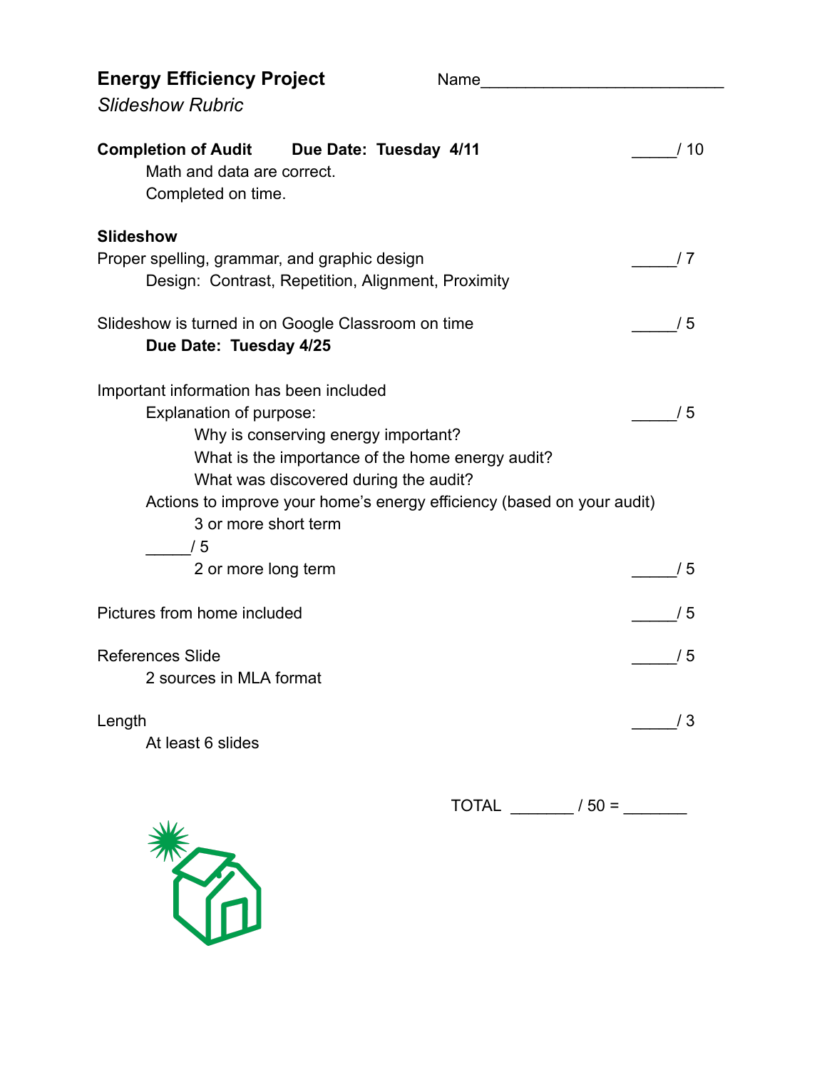# Energy Efficiency Project

Name___________________________

*Slideshow Rubric*

**Completion of Audit** **Due Date: Tuesday 4/11** _____/ 10

Math and data are correct.

Completed on time.

**Slideshow**

Proper spelling, grammar, and graphic design _____/ 7

Design: Contrast, Repetition, Alignment, Proximity

Slideshow is turned in on Google Classroom on time _____/ 5

**Due Date: Tuesday 4/25**

Important information has been included

Explanation of purpose: _____/ 5

Why is conserving energy important?

What is the importance of the home energy audit?

What was discovered during the audit?

Actions to improve your home's energy efficiency (based on your audit)

3 or more short term

_____/ 5

2 or more long term _____/ 5

Pictures from home included _____/ 5

References Slide _____/ 5

2 sources in MLA format

Length _____/ 3

At least 6 slides

TOTAL _______ / 50 = _______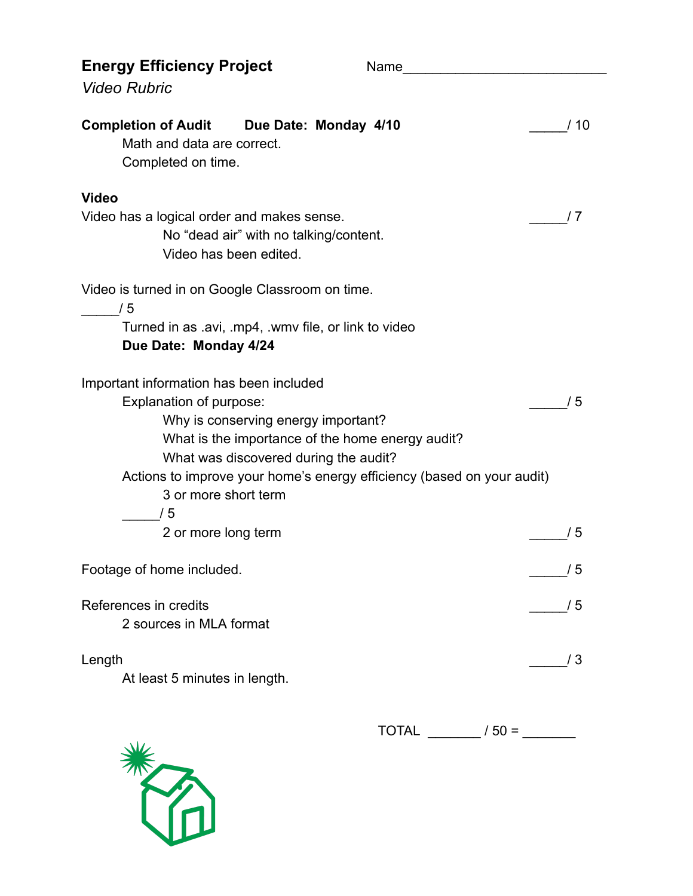# Energy Efficiency Project

*Video Rubric*

Name___________________________

**Completion of Audit** **Due Date: Monday 4/10** _____/ 10

Math and data are correct.

Completed on time.

**Video**

Video has a logical order and makes sense. _____/ 7

No “dead air” with no talking/content.

Video has been edited.

Video is turned in on Google Classroom on time.

_____/ 5

Turned in as .avi, .mp4, .wmv file, or link to video

**Due Date: Monday 4/24**

Important information has been included

Explanation of purpose: _____/ 5

Why is conserving energy important?

What is the importance of the home energy audit?

What was discovered during the audit?

Actions to improve your home’s energy efficiency (based on your audit)

3 or more short term

_____/ 5

2 or more long term _____/ 5

Footage of home included. _____/ 5

References in credits _____/ 5

2 sources in MLA format

Length _____/ 3

At least 5 minutes in length.

TOTAL _______ / 50 = _______